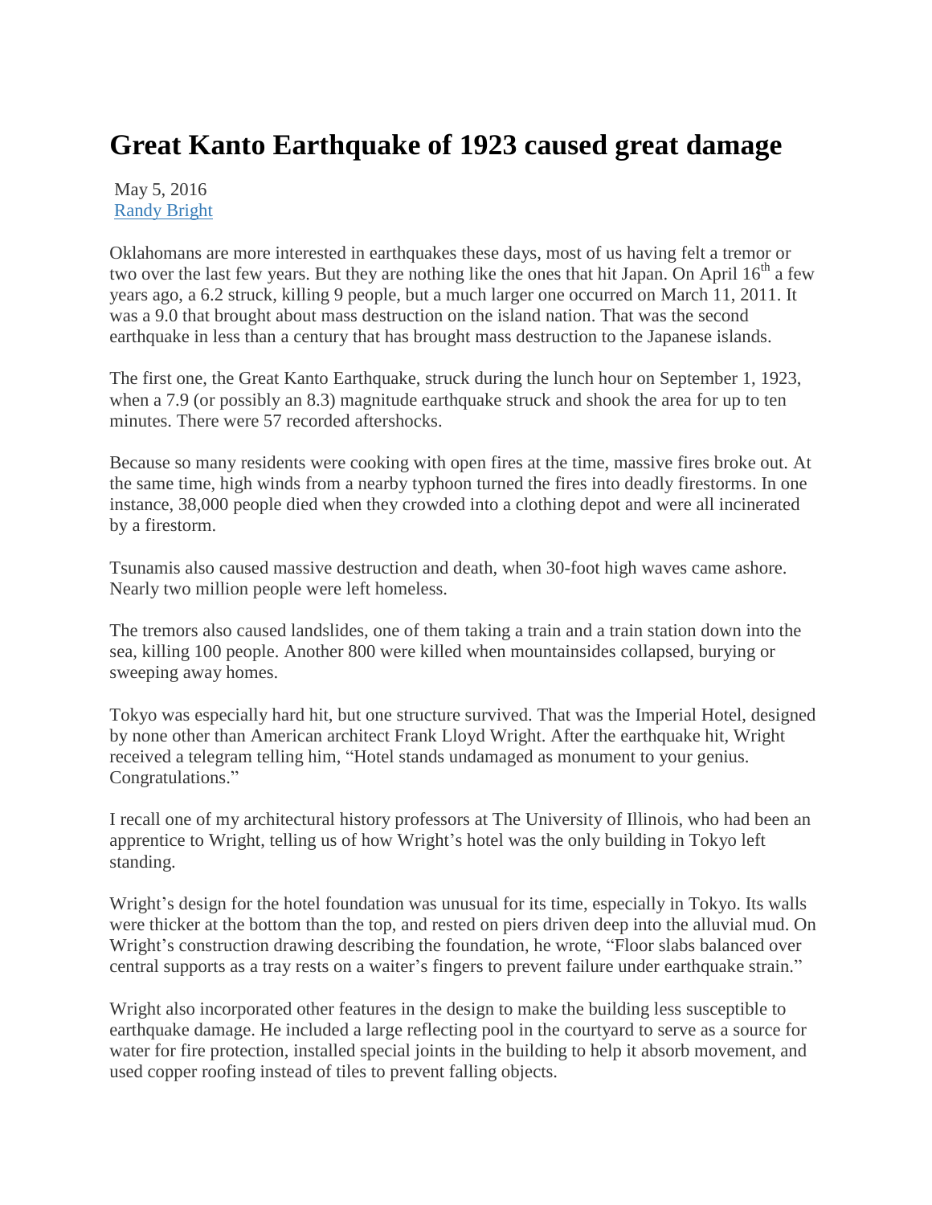# Great Kanto Earthquake of 1923 caused great damage

May 5, 2016
Randy Bright

Oklahomans are more interested in earthquakes these days, most of us having felt a tremor or two over the last few years. But they are nothing like the ones that hit Japan. On April 16th a few years ago, a 6.2 struck, killing 9 people, but a much larger one occurred on March 11, 2011. It was a 9.0 that brought about mass destruction on the island nation. That was the second earthquake in less than a century that has brought mass destruction to the Japanese islands.

The first one, the Great Kanto Earthquake, struck during the lunch hour on September 1, 1923, when a 7.9 (or possibly an 8.3) magnitude earthquake struck and shook the area for up to ten minutes. There were 57 recorded aftershocks.

Because so many residents were cooking with open fires at the time, massive fires broke out. At the same time, high winds from a nearby typhoon turned the fires into deadly firestorms. In one instance, 38,000 people died when they crowded into a clothing depot and were all incinerated by a firestorm.

Tsunamis also caused massive destruction and death, when 30-foot high waves came ashore. Nearly two million people were left homeless.

The tremors also caused landslides, one of them taking a train and a train station down into the sea, killing 100 people. Another 800 were killed when mountainsides collapsed, burying or sweeping away homes.

Tokyo was especially hard hit, but one structure survived. That was the Imperial Hotel, designed by none other than American architect Frank Lloyd Wright. After the earthquake hit, Wright received a telegram telling him, "Hotel stands undamaged as monument to your genius. Congratulations."

I recall one of my architectural history professors at The University of Illinois, who had been an apprentice to Wright, telling us of how Wright's hotel was the only building in Tokyo left standing.

Wright's design for the hotel foundation was unusual for its time, especially in Tokyo. Its walls were thicker at the bottom than the top, and rested on piers driven deep into the alluvial mud. On Wright's construction drawing describing the foundation, he wrote, "Floor slabs balanced over central supports as a tray rests on a waiter's fingers to prevent failure under earthquake strain."

Wright also incorporated other features in the design to make the building less susceptible to earthquake damage. He included a large reflecting pool in the courtyard to serve as a source for water for fire protection, installed special joints in the building to help it absorb movement, and used copper roofing instead of tiles to prevent falling objects.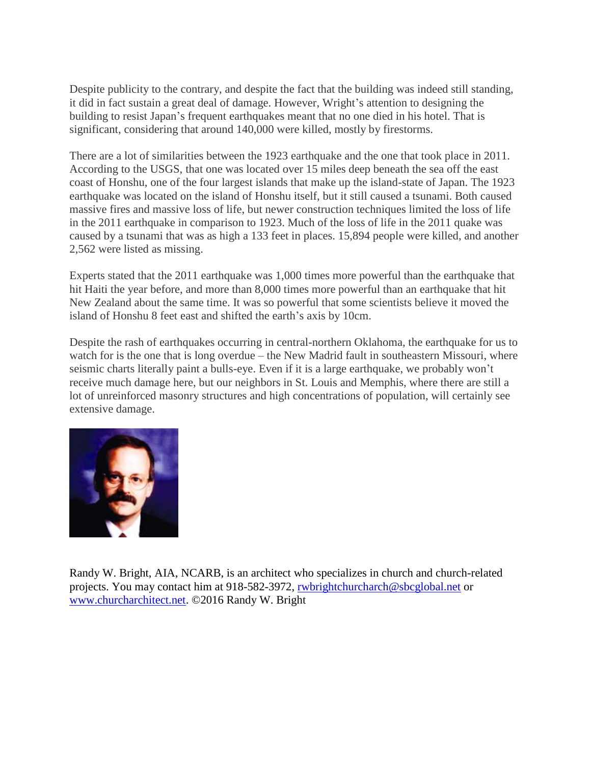Despite publicity to the contrary, and despite the fact that the building was indeed still standing, it did in fact sustain a great deal of damage. However, Wright's attention to designing the building to resist Japan's frequent earthquakes meant that no one died in his hotel. That is significant, considering that around 140,000 were killed, mostly by firestorms.

There are a lot of similarities between the 1923 earthquake and the one that took place in 2011. According to the USGS, that one was located over 15 miles deep beneath the sea off the east coast of Honshu, one of the four largest islands that make up the island-state of Japan. The 1923 earthquake was located on the island of Honshu itself, but it still caused a tsunami. Both caused massive fires and massive loss of life, but newer construction techniques limited the loss of life in the 2011 earthquake in comparison to 1923. Much of the loss of life in the 2011 quake was caused by a tsunami that was as high a 133 feet in places. 15,894 people were killed, and another 2,562 were listed as missing.

Experts stated that the 2011 earthquake was 1,000 times more powerful than the earthquake that hit Haiti the year before, and more than 8,000 times more powerful than an earthquake that hit New Zealand about the same time. It was so powerful that some scientists believe it moved the island of Honshu 8 feet east and shifted the earth's axis by 10cm.

Despite the rash of earthquakes occurring in central-northern Oklahoma, the earthquake for us to watch for is the one that is long overdue – the New Madrid fault in southeastern Missouri, where seismic charts literally paint a bulls-eye. Even if it is a large earthquake, we probably won't receive much damage here, but our neighbors in St. Louis and Memphis, where there are still a lot of unreinforced masonry structures and high concentrations of population, will certainly see extensive damage.

Randy W. Bright, AIA, NCARB, is an architect who specializes in church and church-related projects. You may contact him at 918-582-3972, rwbrightchurcharch@sbcglobal.net or www.churcharchitect.net. ©2016 Randy W. Bright